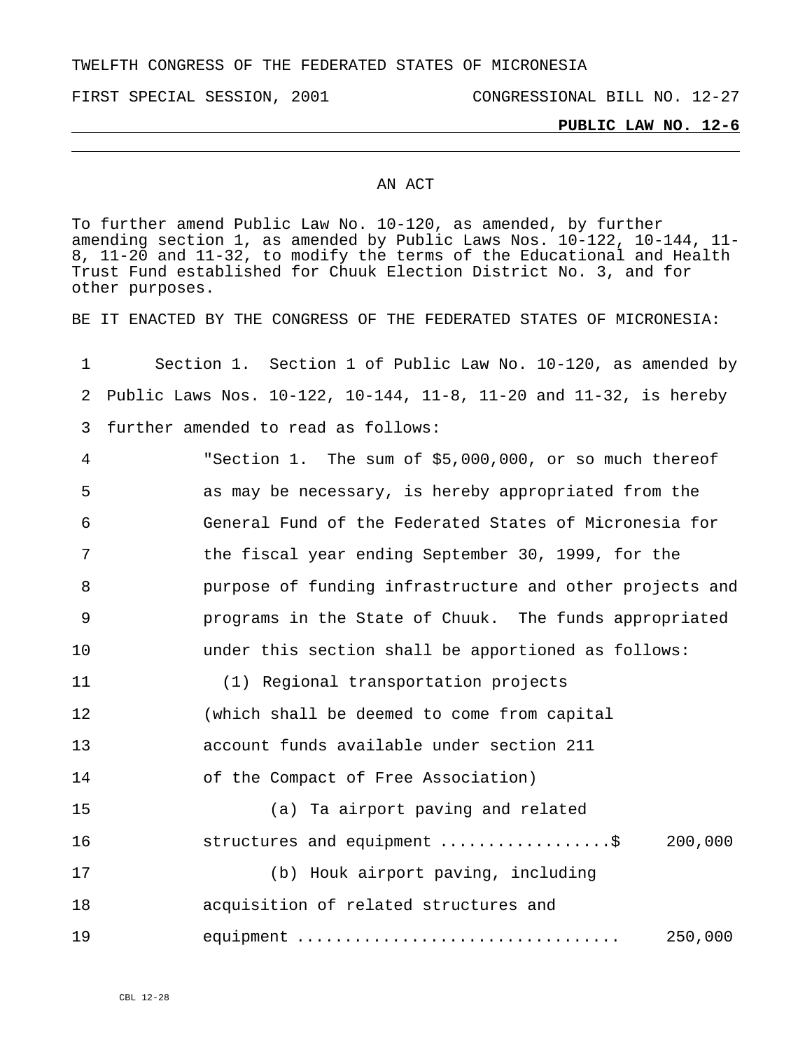TWELFTH CONGRESS OF THE FEDERATED STATES OF MICRONESIA

FIRST SPECIAL SESSION, 2001 CONGRESSIONAL BILL NO. 12-27

**PUBLIC LAW NO. 12-6**

AN ACT

To further amend Public Law No. 10-120, as amended, by further amending section 1, as amended by Public Laws Nos. 10-122, 10-144, 11-8, 11-20 and 11-32, to modify the terms of the Educational and Health Trust Fund established for Chuuk Election District No. 3, and for other purposes.

BE IT ENACTED BY THE CONGRESS OF THE FEDERATED STATES OF MICRONESIA:

Section 1. Section 1 of Public Law No. 10-120, as amended by Public Laws Nos. 10-122, 10-144, 11-8, 11-20 and 11-32, is hereby further amended to read as follows:

"Section 1. The sum of $5,000,000, or so much thereof as may be necessary, is hereby appropriated from the General Fund of the Federated States of Micronesia for the fiscal year ending September 30, 1999, for the purpose of funding infrastructure and other projects and programs in the State of Chuuk. The funds appropriated under this section shall be apportioned as follows:

(1) Regional transportation projects (which shall be deemed to come from capital account funds available under section 211 of the Compact of Free Association)

(a) Ta airport paving and related structures and equipment ..................$ 200,000

(b) Houk airport paving, including acquisition of related structures and equipment .................................. 250,000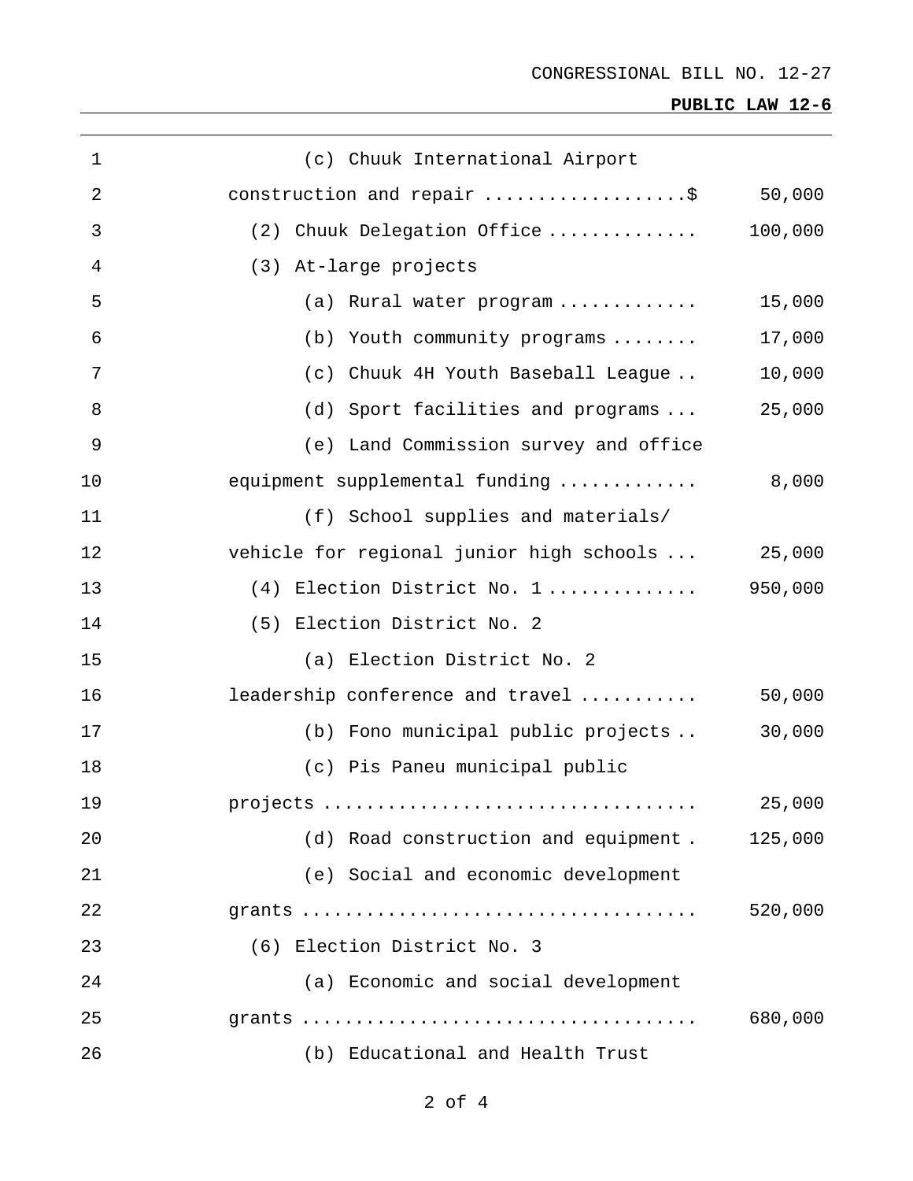(c) Chuuk International Airport construction and repair ..................$ 50,000

(2) Chuuk Delegation Office ............. 100,000

(3) At-large projects

(a) Rural water program ............. 15,000

(b) Youth community programs ........ 17,000

(c) Chuuk 4H Youth Baseball League .. 10,000

(d) Sport facilities and programs ... 25,000

(e) Land Commission survey and office equipment supplemental funding ............ 8,000

(f) School supplies and materials/ vehicle for regional junior high schools ... 25,000

(4) Election District No. 1 ............. 950,000

(5) Election District No. 2

(a) Election District No. 2 leadership conference and travel .......... 50,000

(b) Fono municipal public projects .. 30,000

(c) Pis Paneu municipal public projects .................................. 25,000

(d) Road construction and equipment . 125,000

(e) Social and economic development grants .................................... 520,000

(6) Election District No. 3

(a) Economic and social development grants .................................... 680,000

(b) Educational and Health Trust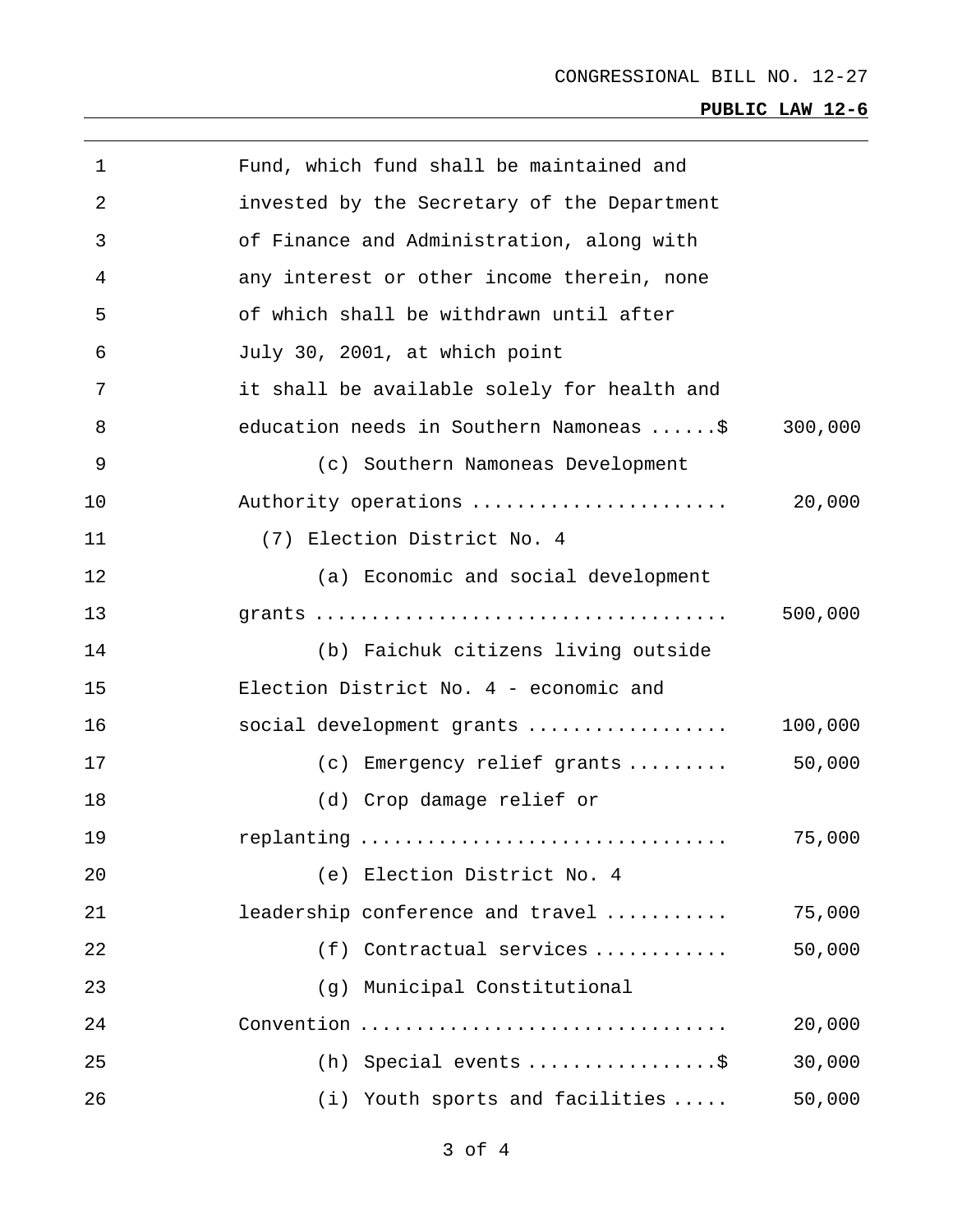Fund, which fund shall be maintained and invested by the Secretary of the Department of Finance and Administration, along with any interest or other income therein, none of which shall be withdrawn until after July 30, 2001, at which point it shall be available solely for health and education needs in Southern Namoneas ......$ 300,000

(c) Southern Namoneas Development Authority operations ....................... 20,000

(7) Election District No. 4

(a) Economic and social development grants .................................... 500,000

(b) Faichuk citizens living outside Election District No. 4 - economic and social development grants ................. 100,000

(c) Emergency relief grants ......... 50,000

(d) Crop damage relief or replanting ................................ 75,000

(e) Election District No. 4 leadership conference and travel ........... 75,000

(f) Contractual services ............ 50,000

(g) Municipal Constitutional Convention ................................ 20,000

(h) Special events ................$ 30,000

(i) Youth sports and facilities ..... 50,000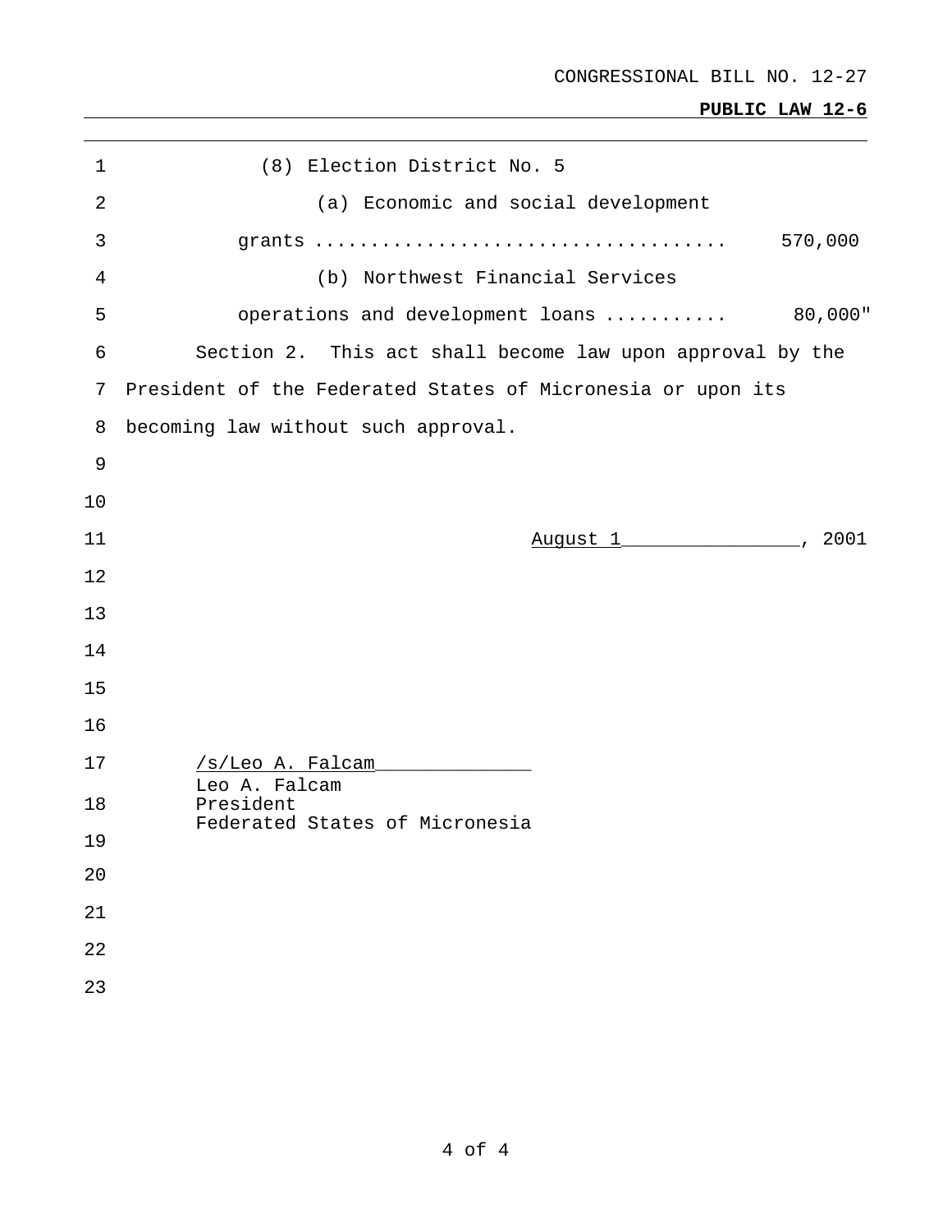(8) Election District No. 5

(a) Economic and social development grants .................................... 570,000

(b) Northwest Financial Services operations and development loans ........... 80,000"

Section 2. This act shall become law upon approval by the President of the Federated States of Micronesia or upon its becoming law without such approval.

August 1, 2001

/s/Leo A. Falcam

Leo A. Falcam
President
Federated States of Micronesia